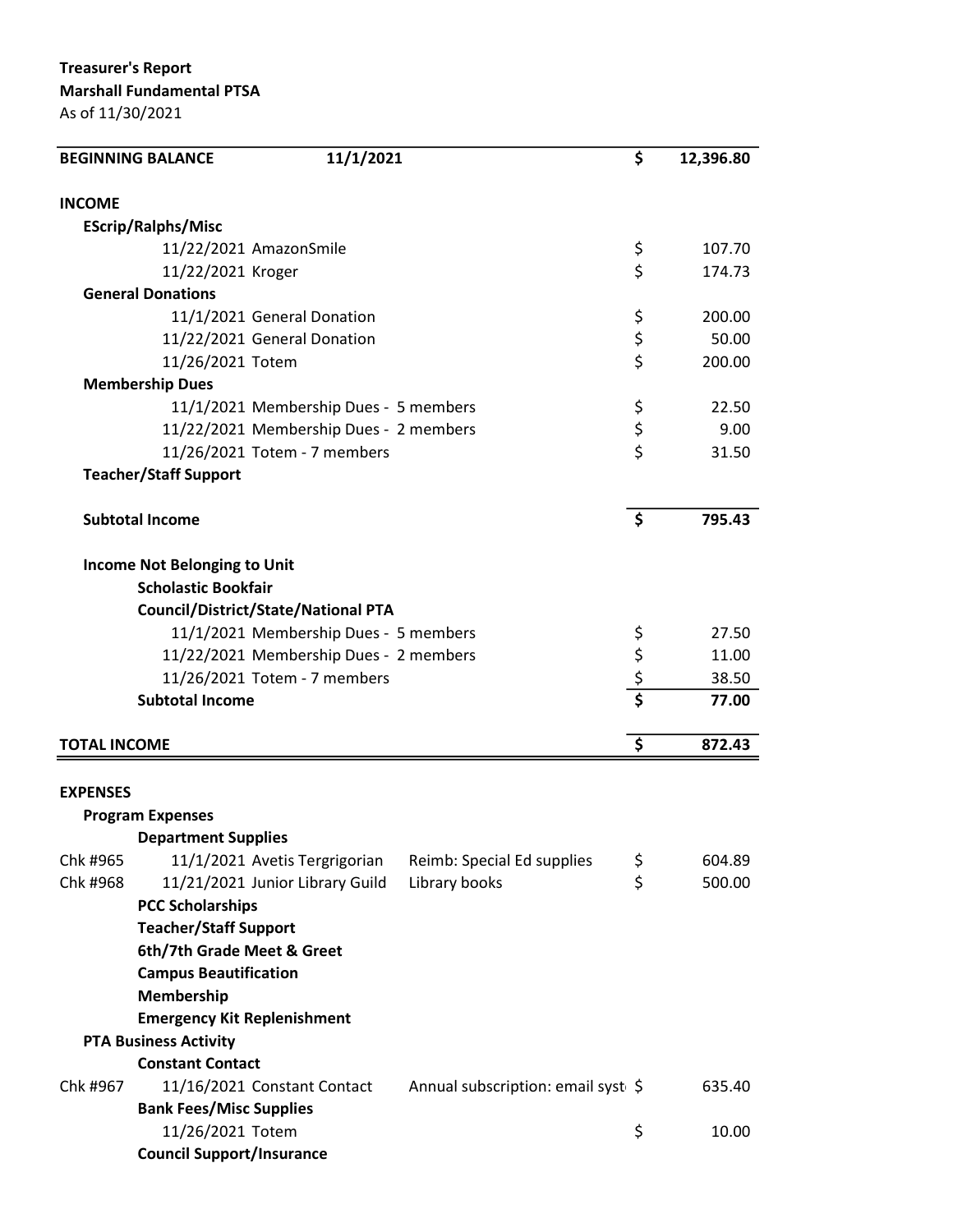**Treasurer's Report**
**Marshall Fundamental PTSA**
As of 11/30/2021

| | | | | |
|---|---|---|---|---|
| **BEGINNING BALANCE** | **11/1/2021** | | **$** | **12,396.80** |
| | | | | |
| **INCOME** | | | | |
| **EScrip/Ralphs/Misc** | | | | |
| | 11/22/2021 AmazonSmile | | $ | 107.70 |
| | 11/22/2021 Kroger | | $ | 174.73 |
| **General Donations** | | | | |
| | 11/1/2021 General Donation | | $ | 200.00 |
| | 11/22/2021 General Donation | | $ | 50.00 |
| | 11/26/2021 Totem | | $ | 200.00 |
| **Membership Dues** | | | | |
| | 11/1/2021 Membership Dues - 5 members | | $ | 22.50 |
| | 11/22/2021 Membership Dues - 2 members | | $ | 9.00 |
| | 11/26/2021 Totem - 7 members | | $ | 31.50 |
| **Teacher/Staff Support** | | | | |
| | | | | |
| **Subtotal Income** | | | **$** | **795.43** |
| | | | | |
| **Income Not Belonging to Unit** | | | | |
| **Scholastic Bookfair** | | | | |
| **Council/District/State/National PTA** | | | | |
| | 11/1/2021 Membership Dues - 5 members | | $ | 27.50 |
| | 11/22/2021 Membership Dues - 2 members | | $ | 11.00 |
| | 11/26/2021 Totem - 7 members | | $ | 38.50 |
| **Subtotal Income** | | | **$** | **77.00** |
| | | | | |
| **TOTAL INCOME** | | | **$** | **872.43** |
| | | | | |
| **EXPENSES** | | | | |
| **Program Expenses** | | | | |
| **Department Supplies** | | | | |
| Chk #965 | 11/1/2021 Avetis Tergrigorian | Reimb: Special Ed supplies | $ | 604.89 |
| Chk #968 | 11/21/2021 Junior Library Guild | Library books | $ | 500.00 |
| **PCC Scholarships** | | | | |
| **Teacher/Staff Support** | | | | |
| **6th/7th Grade Meet & Greet** | | | | |
| **Campus Beautification** | | | | |
| **Membership** | | | | |
| **Emergency Kit Replenishment** | | | | |
| **PTA Business Activity** | | | | |
| **Constant Contact** | | | | |
| Chk #967 | 11/16/2021 Constant Contact | Annual subscription: email syst | $ | 635.40 |
| **Bank Fees/Misc Supplies** | | | | |
| | 11/26/2021 Totem | | $ | 10.00 |
| **Council Support/Insurance** | | | | |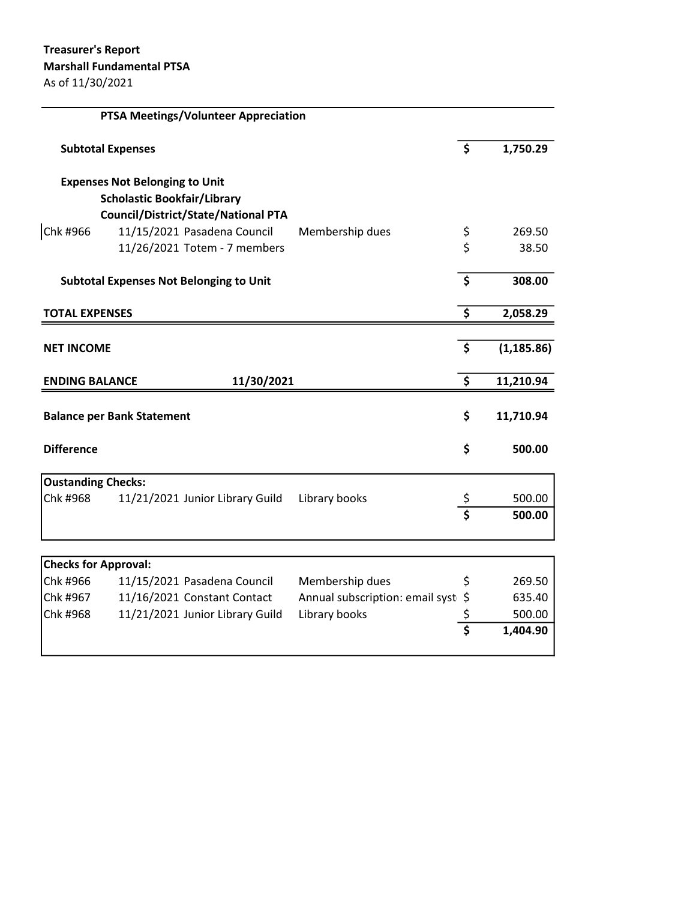**Treasurer's Report**
**Marshall Fundamental PTSA**
As of 11/30/2021

| | | | | | |
|---|---|---|---|---|---|
| | **PTSA Meetings/Volunteer Appreciation** | | | | |
| | **Subtotal Expenses** | | | $ | **1,750.29** |
| | **Expenses Not Belonging to Unit** | | | | |
| | **Scholastic Bookfair/Library** | | | | |
| | **Council/District/State/National PTA** | | | | |
| Chk #966 | 11/15/2021 | Pasadena Council | Membership dues | $ | 269.50 |
| | 11/26/2021 | Totem - 7 members | | $ | 38.50 |
| | **Subtotal Expenses Not Belonging to Unit** | | | $ | **308.00** |
| **TOTAL EXPENSES** | | | | $ | **2,058.29** |
| **NET INCOME** | | | | $ | **(1,185.86)** |
| **ENDING BALANCE** | **11/30/2021** | | | $ | **11,210.94** |
| **Balance per Bank Statement** | | | | $ | **11,710.94** |
| **Difference** | | | | $ | **500.00** |

| **Oustanding Checks:** | | | | | |
|---|---|---|---|---|---|
| Chk #968 | 11/21/2021 | Junior Library Guild | Library books | $ | 500.00 |
| | | | | $ | **500.00** |

| **Checks for Approval:** | | | | | |
|---|---|---|---|---|---|
| Chk #966 | 11/15/2021 | Pasadena Council | Membership dues | $ | 269.50 |
| Chk #967 | 11/16/2021 | Constant Contact | Annual subscription: email syst | $ | 635.40 |
| Chk #968 | 11/21/2021 | Junior Library Guild | Library books | $ | 500.00 |
| | | | | $ | **1,404.90** |